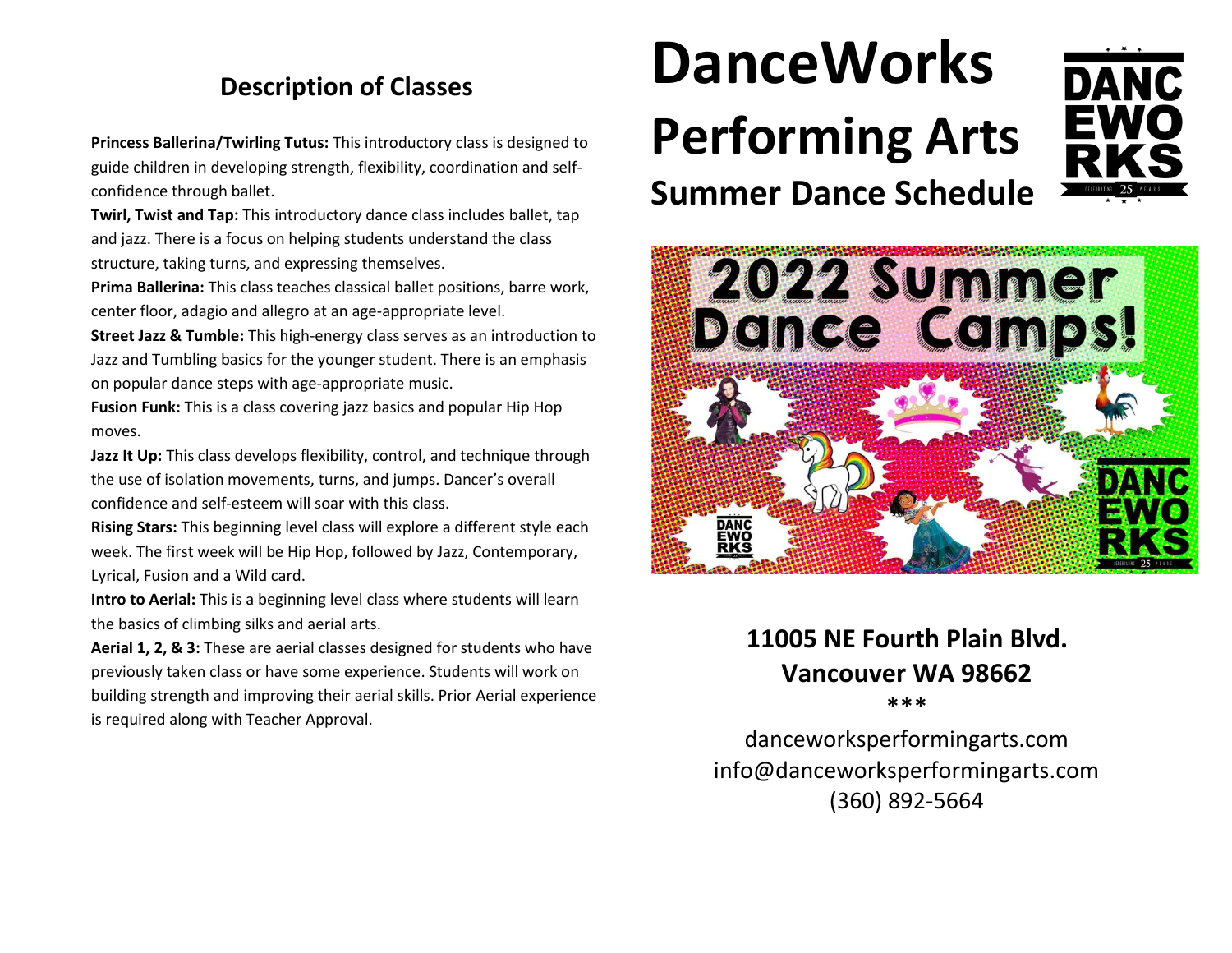## Description of Classes

**Princess Ballerina/Twirling Tutus:** This introductory class is designed to guide children in developing strength, flexibility, coordination and self-confidence through ballet.

**Twirl, Twist and Tap:** This introductory dance class includes ballet, tap and jazz. There is a focus on helping students understand the class structure, taking turns, and expressing themselves.

**Prima Ballerina:** This class teaches classical ballet positions, barre work, center floor, adagio and allegro at an age-appropriate level.

**Street Jazz & Tumble:** This high-energy class serves as an introduction to Jazz and Tumbling basics for the younger student. There is an emphasis on popular dance steps with age-appropriate music.

**Fusion Funk:** This is a class covering jazz basics and popular Hip Hop moves.

**Jazz It Up:** This class develops flexibility, control, and technique through the use of isolation movements, turns, and jumps. Dancer's overall confidence and self-esteem will soar with this class.

**Rising Stars:** This beginning level class will explore a different style each week. The first week will be Hip Hop, followed by Jazz, Contemporary, Lyrical, Fusion and a Wild card.

**Intro to Aerial:** This is a beginning level class where students will learn the basics of climbing silks and aerial arts.

**Aerial 1, 2, & 3:** These are aerial classes designed for students who have previously taken class or have some experience. Students will work on building strength and improving their aerial skills. Prior Aerial experience is required along with Teacher Approval.

# DanceWorks Performing Arts

## Summer Dance Schedule

DANCEWORKS
CELEBRATING 25 YEARS

2022 Summer Dance Camps!

**11005 NE Fourth Plain Blvd.**
**Vancouver WA 98662**

***

danceworksperformingarts.com
info@danceworksperformingarts.com
(360) 892-5664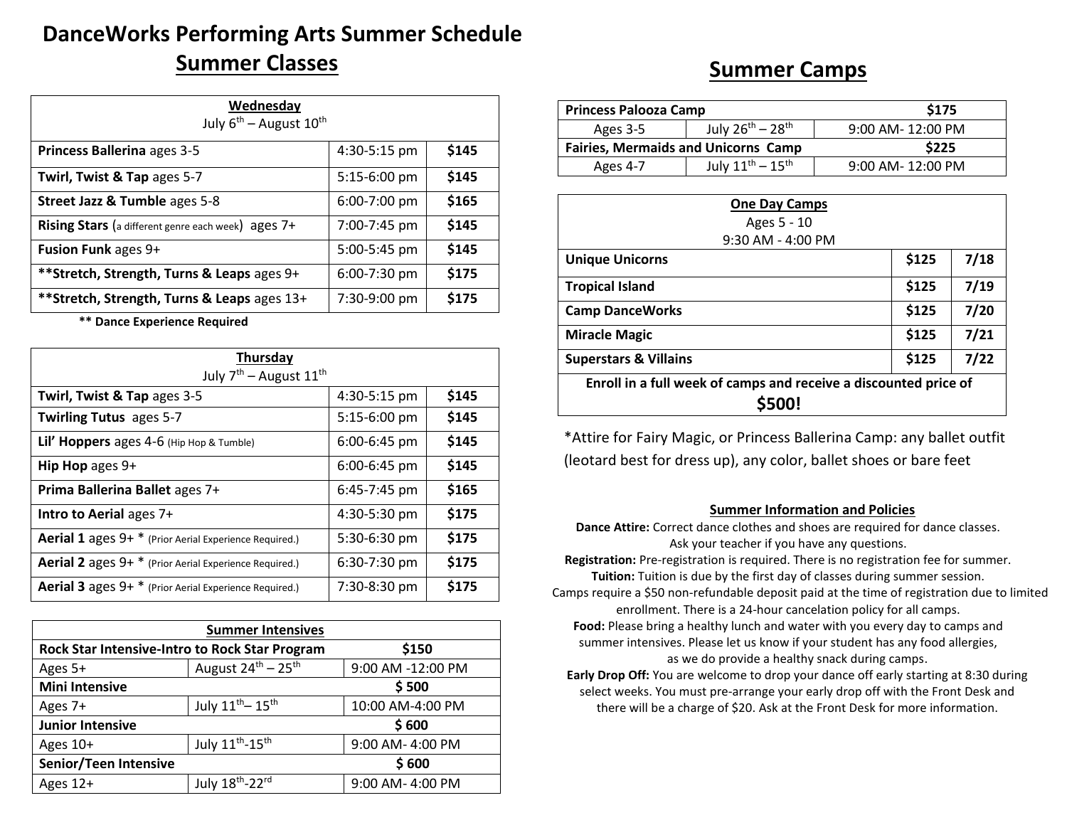# DanceWorks Performing Arts Summer Schedule

## Summer Classes

| **Wednesday** July 6th – August 10th | | |
|---|---|---|
| **Princess Ballerina** ages 3-5 | 4:30-5:15 pm | **$145** |
| **Twirl, Twist & Tap** ages 5-7 | 5:15-6:00 pm | **$145** |
| **Street Jazz & Tumble** ages 5-8 | 6:00-7:00 pm | **$165** |
| **Rising Stars** (a different genre each week) ages 7+ | 7:00-7:45 pm | **$145** |
| **Fusion Funk** ages 9+ | 5:00-5:45 pm | **$145** |
| **\*\*Stretch, Strength, Turns & Leaps** ages 9+ | 6:00-7:30 pm | **$175** |
| **\*\*Stretch, Strength, Turns & Leaps** ages 13+ | 7:30-9:00 pm | **$175** |

**\*\* Dance Experience Required**

| **Thursday** July 7th – August 11th | | |
|---|---|---|
| **Twirl, Twist & Tap** ages 3-5 | 4:30-5:15 pm | **$145** |
| **Twirling Tutus** ages 5-7 | 5:15-6:00 pm | **$145** |
| **Lil' Hoppers** ages 4-6 (Hip Hop & Tumble) | 6:00-6:45 pm | **$145** |
| **Hip Hop** ages 9+ | 6:00-6:45 pm | **$145** |
| **Prima Ballerina Ballet** ages 7+ | 6:45-7:45 pm | **$165** |
| **Intro to Aerial** ages 7+ | 4:30-5:30 pm | **$175** |
| **Aerial 1** ages 9+ * (Prior Aerial Experience Required.) | 5:30-6:30 pm | **$175** |
| **Aerial 2** ages 9+ * (Prior Aerial Experience Required.) | 6:30-7:30 pm | **$175** |
| **Aerial 3** ages 9+ * (Prior Aerial Experience Required.) | 7:30-8:30 pm | **$175** |

| **Summer Intensives** | | |
|---|---|---|
| **Rock Star Intensive-Intro to Rock Star Program** | | **$150** |
| Ages 5+ | August 24th – 25th | 9:00 AM -12:00 PM |
| **Mini Intensive** | | **$ 500** |
| Ages 7+ | July 11th– 15th | 10:00 AM-4:00 PM |
| **Junior Intensive** | | **$ 600** |
| Ages 10+ | July 11th-15th | 9:00 AM- 4:00 PM |
| **Senior/Teen Intensive** | | **$ 600** |
| Ages 12+ | July 18th-22rd | 9:00 AM- 4:00 PM |

## Summer Camps

| **Princess Palooza Camp** | | **$175** |
|---|---|---|
| Ages 3-5 | July 26th – 28th | 9:00 AM- 12:00 PM |
| **Fairies, Mermaids and Unicorns Camp** | | **$225** |
| Ages 4-7 | July 11th – 15th | 9:00 AM- 12:00 PM |

| **One Day Camps** Ages 5 - 10 9:30 AM - 4:00 PM | | |
|---|---|---|
| **Unique Unicorns** | **$125** | **7/18** |
| **Tropical Island** | **$125** | **7/19** |
| **Camp DanceWorks** | **$125** | **7/20** |
| **Miracle Magic** | **$125** | **7/21** |
| **Superstars & Villains** | **$125** | **7/22** |
| **Enroll in a full week of camps and receive a discounted price of $500!** | | |

*Attire for Fairy Magic, or Princess Ballerina Camp: any ballet outfit (leotard best for dress up), any color, ballet shoes or bare feet

### Summer Information and Policies

**Dance Attire:** Correct dance clothes and shoes are required for dance classes. Ask your teacher if you have any questions.

**Registration:** Pre-registration is required. There is no registration fee for summer.

**Tuition:** Tuition is due by the first day of classes during summer session. Camps require a $50 non-refundable deposit paid at the time of registration due to limited enrollment. There is a 24-hour cancelation policy for all camps.

**Food:** Please bring a healthy lunch and water with you every day to camps and summer intensives. Please let us know if your student has any food allergies, as we do provide a healthy snack during camps.

**Early Drop Off:** You are welcome to drop your dance off early starting at 8:30 during select weeks. You must pre-arrange your early drop off with the Front Desk and there will be a charge of $20. Ask at the Front Desk for more information.